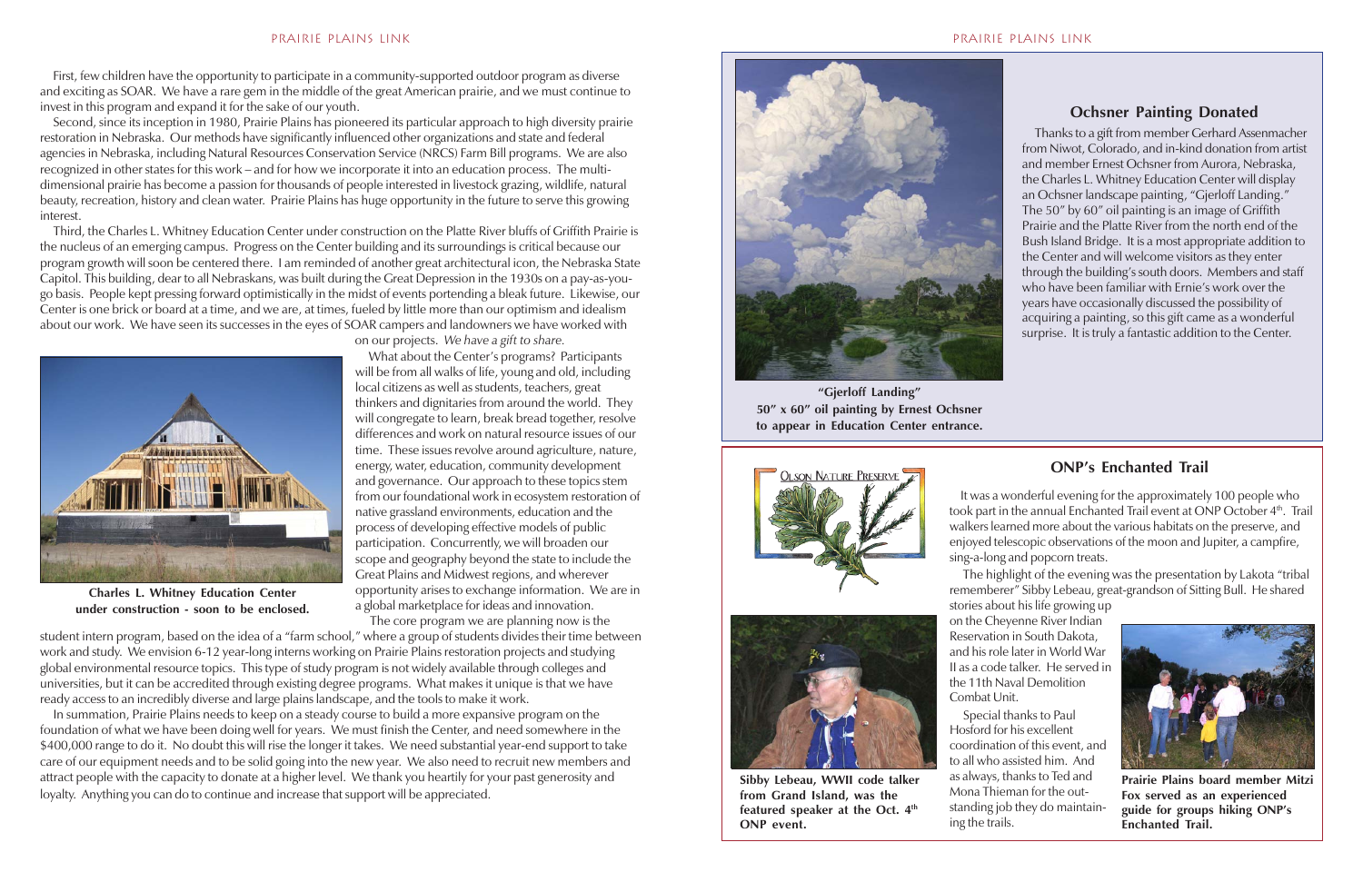First, few children have the opportunity to participate in a community-supported outdoor program as diverse and exciting as SOAR. We have a rare gem in the middle of the great American prairie, and we must continue to invest in this program and expand it for the sake of our youth.

Second, since its inception in 1980, Prairie Plains has pioneered its particular approach to high diversity prairie restoration in Nebraska. Our methods have significantly influenced other organizations and state and federal agencies in Nebraska, including Natural Resources Conservation Service (NRCS) Farm Bill programs. We are also recognized in other states for this work – and for how we incorporate it into an education process. The multi-dimensional prairie has become a passion for thousands of people interested in livestock grazing, wildlife, natural beauty, recreation, history and clean water. Prairie Plains has huge opportunity in the future to serve this growing interest.

Third, the Charles L. Whitney Education Center under construction on the Platte River bluffs of Griffith Prairie is the nucleus of an emerging campus. Progress on the Center building and its surroundings is critical because our program growth will soon be centered there. I am reminded of another great architectural icon, the Nebraska State Capitol. This building, dear to all Nebraskans, was built during the Great Depression in the 1930s on a pay-as-you-go basis. People kept pressing forward optimistically in the midst of events portending a bleak future. Likewise, our Center is one brick or board at a time, and we are, at times, fueled by little more than our optimism and idealism about our work. We have seen its successes in the eyes of SOAR campers and landowners we have worked with on our projects. *We have a gift to share.*

**Charles L. Whitney Education Center under construction - soon to be enclosed.**

What about the Center's programs? Participants will be from all walks of life, young and old, including local citizens as well as students, teachers, great thinkers and dignitaries from around the world. They will congregate to learn, break bread together, resolve differences and work on natural resource issues of our time. These issues revolve around agriculture, nature, energy, water, education, community development and governance. Our approach to these topics stem from our foundational work in ecosystem restoration of native grassland environments, education and the process of developing effective models of public participation. Concurrently, we will broaden our scope and geography beyond the state to include the Great Plains and Midwest regions, and wherever opportunity arises to exchange information. We are in a global marketplace for ideas and innovation.

The core program we are planning now is the student intern program, based on the idea of a "farm school," where a group of students divides their time between work and study. We envision 6-12 year-long interns working on Prairie Plains restoration projects and studying global environmental resource topics. This type of study program is not widely available through colleges and universities, but it can be accredited through existing degree programs. What makes it unique is that we have ready access to an incredibly diverse and large plains landscape, and the tools to make it work.

In summation, Prairie Plains needs to keep on a steady course to build a more expansive program on the foundation of what we have been doing well for years. We must finish the Center, and need somewhere in the $400,000 range to do it. No doubt this will rise the longer it takes. We need substantial year-end support to take care of our equipment needs and to be solid going into the new year. We also need to recruit new members and attract people with the capacity to donate at a higher level. We thank you heartily for your past generosity and loyalty. Anything you can do to continue and increase that support will be appreciated.

## Ochsner Painting Donated

Thanks to a gift from member Gerhard Assenmacher from Niwot, Colorado, and in-kind donation from artist and member Ernest Ochsner from Aurora, Nebraska, the Charles L. Whitney Education Center will display an Ochsner landscape painting, "Gjerloff Landing." The 50" by 60" oil painting is an image of Griffith Prairie and the Platte River from the north end of the Bush Island Bridge. It is a most appropriate addition to the Center and will welcome visitors as they enter through the building's south doors. Members and staff who have been familiar with Ernie's work over the years have occasionally discussed the possibility of acquiring a painting, so this gift came as a wonderful surprise. It is truly a fantastic addition to the Center.

**"Gjerloff Landing" 50" x 60" oil painting by Ernest Ochsner to appear in Education Center entrance.**

## ONP's Enchanted Trail

It was a wonderful evening for the approximately 100 people who took part in the annual Enchanted Trail event at ONP October 4th. Trail walkers learned more about the various habitats on the preserve, and enjoyed telescopic observations of the moon and Jupiter, a campfire, sing-a-long and popcorn treats.

The highlight of the evening was the presentation by Lakota "tribal rememberer" Sibby Lebeau, great-grandson of Sitting Bull. He shared stories about his life growing up on the Cheyenne River Indian Reservation in South Dakota, and his role later in World War II as a code talker. He served in the 11th Naval Demolition Combat Unit.

Special thanks to Paul Hosford for his excellent coordination of this event, and to all who assisted him. And as always, thanks to Ted and Mona Thieman for the outstanding job they do maintaining the trails.

**Sibby Lebeau, WWII code talker from Grand Island, was the featured speaker at the Oct. 4th ONP event.**

**Prairie Plains board member Mitzi Fox served as an experienced guide for groups hiking ONP's Enchanted Trail.**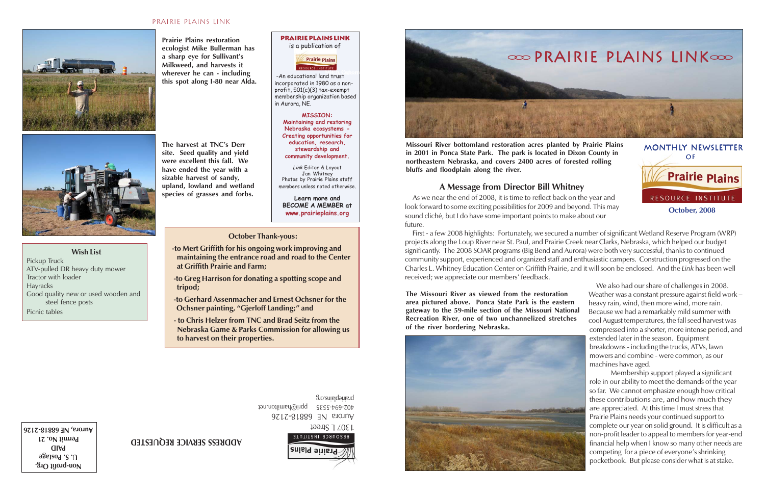Prairie Plains restoration ecologist Mike Bullerman has a sharp eye for Sullivant's Milkweed, and harvests it wherever he can - including this spot along I-80 near Alda.

The harvest at TNC's Derr site. Seed quality and yield were excellent this fall. We have ended the year with a sizable harvest of sandy, upland, lowland and wetland species of grasses and forbs.

**PRAIRIE PLAINS LINK** is a publication of

Prairie Plains RESOURCE INSTITUTE

-An educational land trust incorporated in 1980 as a non-profit, 501(c)(3) tax-exempt membership organization based in Aurora, NE.

**MISSION:**
**Maintaining and restoring Nebraska ecosystems - Creating opportunities for education, research, stewardship and community development.**

*Link* Editor & Layout
Jan Whitney
Photos by Prairie Plains staff members unless noted otherwise.

**Learn more and BECOME A MEMBER at www.prairieplains.org**

### Wish List

Pickup Truck
ATV-pulled DR heavy duty mower
Tractor with loader
Hayracks
Good quality new or used wooden and steel fence posts
Picnic tables

### October Thank-yous:

**-to Mert Griffith for his ongoing work improving and maintaining the entrance road and road to the Center at Griffith Prairie and Farm;**

**-to Greg Harrison for donating a spotting scope and tripod;**

**-to Gerhard Assenmacher and Ernest Ochsner for the Ochsner painting, "Gjerloff Landing;" and**

**- to Chris Helzer from TNC and Brad Seitz from the Nebraska Game & Parks Commission for allowing us to harvest on their properties.**

Prairie Plains RESOURCE INSTITUTE
1307 L Street
Aurora NE 68818-2126
402-694-5535 ppri@hamilton.net
prairieplains.org

**ADDRESS SERVICE REQUESTED**

**Non-profit Org.**
**U. S. Postage**
**PAID**
**Permit No. 21**
**Aurora, NE 68818-2126**

# PRAIRIE PLAINS LINK

**Missouri River bottomland restoration acres planted by Prairie Plains in 2001 in Ponca State Park. The park is located in Dixon County in northeastern Nebraska, and covers 2400 acres of forested rolling bluffs and floodplain along the river.**

MONTHLY NEWSLETTER OF Prairie Plains RESOURCE INSTITUTE

**October, 2008**

## A Message from Director Bill Whitney

As we near the end of 2008, it is time to reflect back on the year and look forward to some exciting possibilities for 2009 and beyond. This may sound cliché, but I do have some important points to make about our future.

First - a few 2008 highlights: Fortunately, we secured a number of significant Wetland Reserve Program (WRP) projects along the Loup River near St. Paul, and Prairie Creek near Clarks, Nebraska, which helped our budget significantly. The 2008 SOAR programs (Big Bend and Aurora) were both very successful, thanks to continued community support, experienced and organized staff and enthusiastic campers. Construction progressed on the Charles L. Whitney Education Center on Griffith Prairie, and it will soon be enclosed. And the *Link* has been well received; we appreciate our members' feedback.

**The Missouri River as viewed from the restoration area pictured above. Ponca State Park is the eastern gateway to the 59-mile section of the Missouri National Recreation River, one of two unchannelized stretches of the river bordering Nebraska.**

We also had our share of challenges in 2008. Weather was a constant pressure against field work – heavy rain, wind, then more wind, more rain. Because we had a remarkably mild summer with cool August temperatures, the fall seed harvest was compressed into a shorter, more intense period, and extended later in the season. Equipment breakdowns - including the trucks, ATVs, lawn mowers and combine - were common, as our machines have aged.

Membership support played a significant role in our ability to meet the demands of the year so far. We cannot emphasize enough how critical these contributions are, and how much they are appreciated. At this time I must stress that Prairie Plains needs your continued support to complete our year on solid ground. It is difficult as a non-profit leader to appeal to members for year-end financial help when I know so many other needs are competing for a piece of everyone's shrinking pocketbook. But please consider what is at stake.